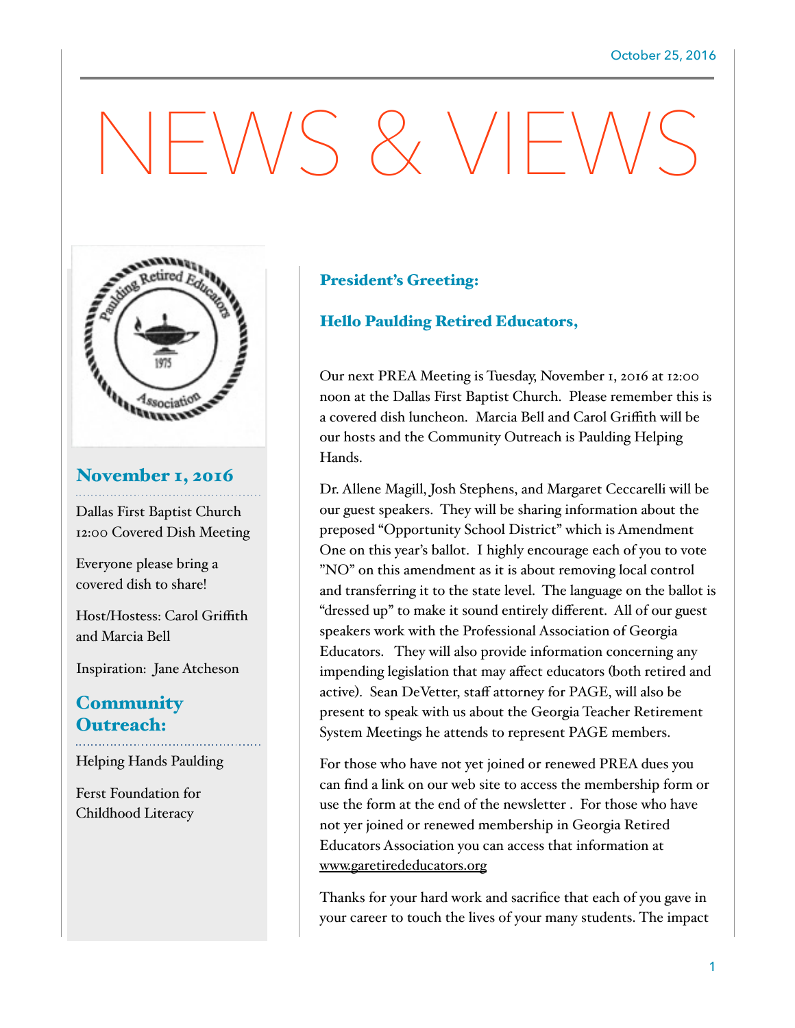October 25, 2016

# NEWS & VIEWS

## November 1, 2016

Dallas First Baptist Church 12:00 Covered Dish Meeting

Everyone please bring a covered dish to share!

Host/Hostess: Carol Griffith and Marcia Bell

Inspiration: Jane Atcheson

## Community Outreach:

Helping Hands Paulding

Ferst Foundation for Childhood Literacy

## President's Greeting:

### Hello Paulding Retired Educators,

Our next PREA Meeting is Tuesday, November 1, 2016 at 12:00 noon at the Dallas First Baptist Church. Please remember this is a covered dish luncheon. Marcia Bell and Carol Griffith will be our hosts and the Community Outreach is Paulding Helping Hands.

Dr. Allene Magill, Josh Stephens, and Margaret Ceccarelli will be our guest speakers. They will be sharing information about the preposed "Opportunity School District" which is Amendment One on this year's ballot. I highly encourage each of you to vote "NO" on this amendment as it is about removing local control and transferring it to the state level. The language on the ballot is "dressed up" to make it sound entirely different. All of our guest speakers work with the Professional Association of Georgia Educators. They will also provide information concerning any impending legislation that may affect educators (both retired and active). Sean DeVetter, staff attorney for PAGE, will also be present to speak with us about the Georgia Teacher Retirement System Meetings he attends to represent PAGE members.

For those who have not yet joined or renewed PREA dues you can find a link on our web site to access the membership form or use the form at the end of the newsletter . For those who have not yer joined or renewed membership in Georgia Retired Educators Association you can access that information at www.garetirededucators.org

Thanks for your hard work and sacrifice that each of you gave in your career to touch the lives of your many students. The impact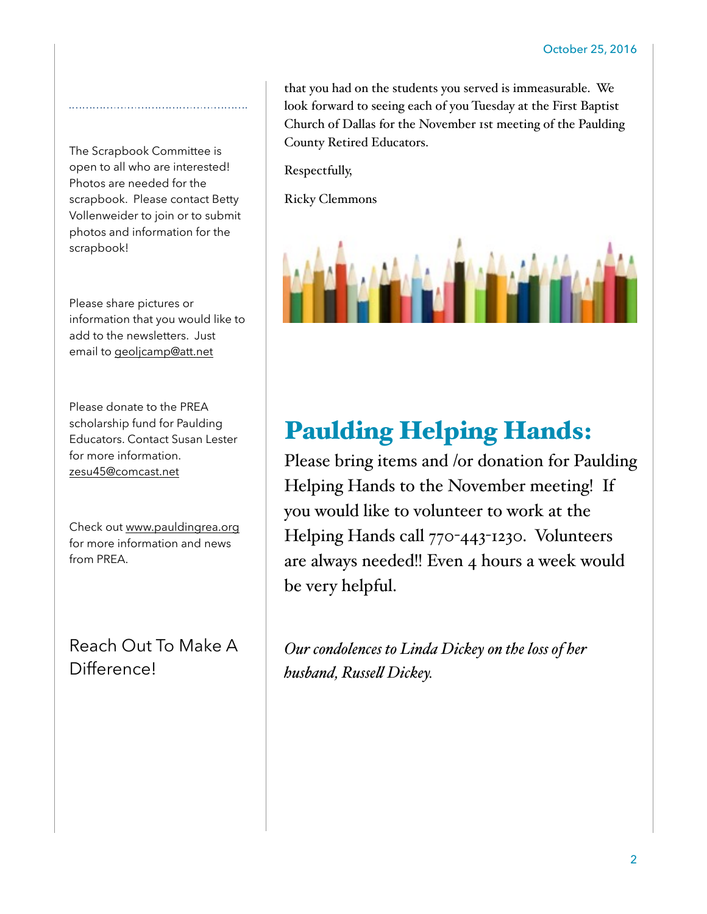The Scrapbook Committee is open to all who are interested! Photos are needed for the scrapbook. Please contact Betty Vollenweider to join or to submit photos and information for the scrapbook!

Please share pictures or information that you would like to add to the newsletters. Just email to geoljcamp@att.net

Please donate to the PREA scholarship fund for Paulding Educators. Contact Susan Lester for more information. zesu45@comcast.net

Check out www.pauldingrea.org for more information and news from PREA.

## Reach Out To Make A Difference!

that you had on the students you served is immeasurable. We look forward to seeing each of you Tuesday at the First Baptist Church of Dallas for the November 1st meeting of the Paulding County Retired Educators.

Respectfully,

Ricky Clemmons

# Paulding Helping Hands:

Please bring items and /or donation for Paulding Helping Hands to the November meeting! If you would like to volunteer to work at the Helping Hands call 770-443-1230. Volunteers are always needed!! Even 4 hours a week would be very helpful.

*Our condolences to Linda Dickey on the loss of her husband, Russell Dickey.*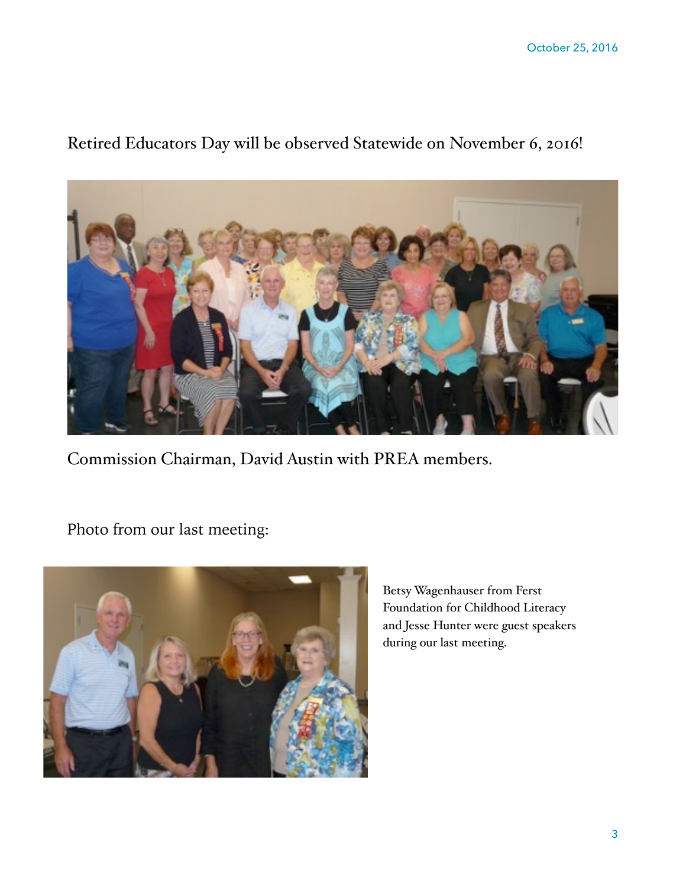Retired Educators Day will be observed Statewide on November 6, 2016!

Commission Chairman, David Austin with PREA members.

Photo from our last meeting:

Betsy Wagenhauser from Ferst Foundation for Childhood Literacy and Jesse Hunter were guest speakers during our last meeting.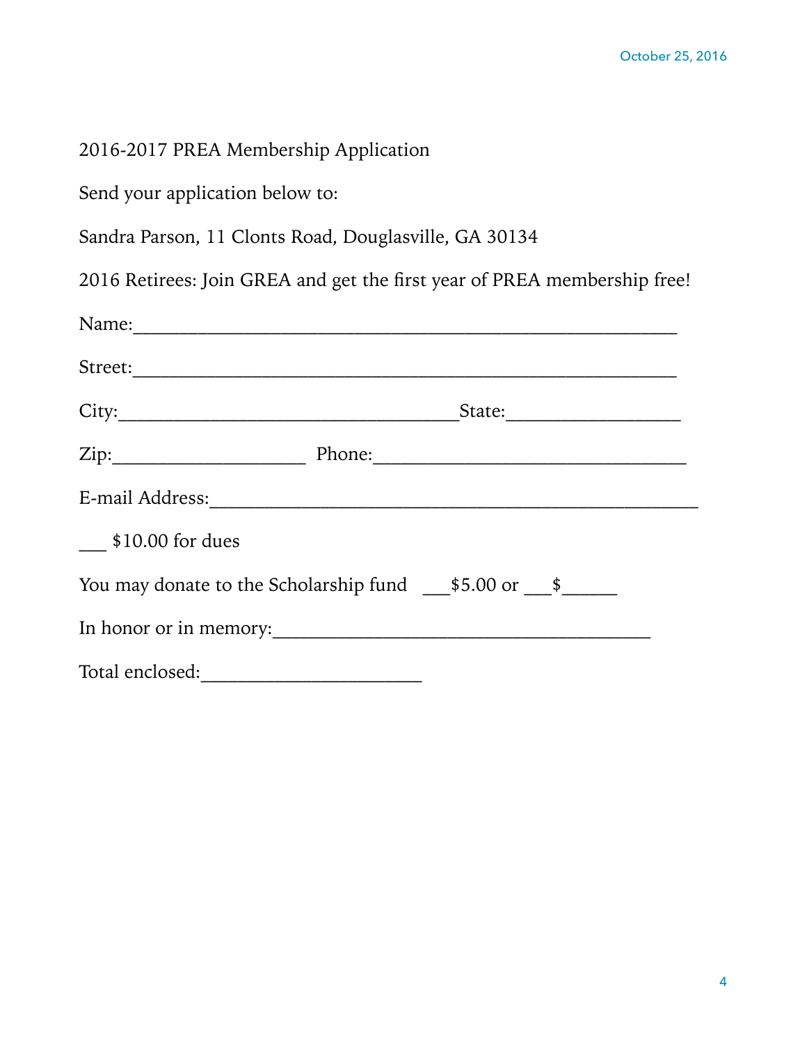2016-2017 PREA Membership Application

Send your application below to:

Sandra Parson, 11 Clonts Road, Douglasville, GA 30134

2016 Retirees: Join GREA and get the first year of PREA membership free!

Name:_______________________________________________

Street:_______________________________________________

City:______________________________State:____________

Zip:_____________ Phone:______________________

E-mail Address:__________________________________________

___ $10.00 for dues

You may donate to the Scholarship fund ___$5.00 or ___$_____

In honor or in memory:___________________________________

Total enclosed:____________________